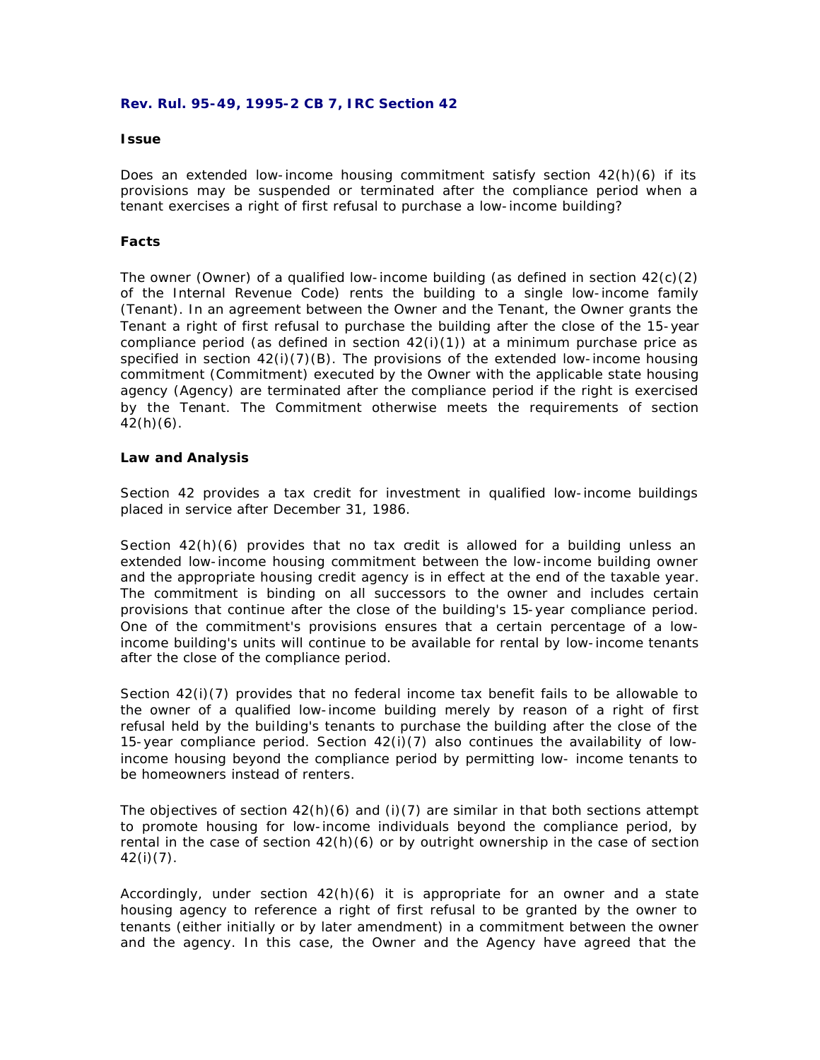### Rev. Rul. 95-49, 1995-2 CB 7, IRC Section 42

**Issue**

Does an extended low-income housing commitment satisfy section 42(h)(6) if its provisions may be suspended or terminated after the compliance period when a tenant exercises a right of first refusal to purchase a low-income building?

**Facts**

The owner (Owner) of a qualified low-income building (as defined in section 42(c)(2) of the Internal Revenue Code) rents the building to a single low-income family (Tenant). In an agreement between the Owner and the Tenant, the Owner grants the Tenant a right of first refusal to purchase the building after the close of the 15-year compliance period (as defined in section 42(i)(1)) at a minimum purchase price as specified in section 42(i)(7)(B). The provisions of the extended low-income housing commitment (Commitment) executed by the Owner with the applicable state housing agency (Agency) are terminated after the compliance period if the right is exercised by the Tenant. The Commitment otherwise meets the requirements of section 42(h)(6).

**Law and Analysis**

Section 42 provides a tax credit for investment in qualified low-income buildings placed in service after December 31, 1986.

Section 42(h)(6) provides that no tax credit is allowed for a building unless an extended low-income housing commitment between the low-income building owner and the appropriate housing credit agency is in effect at the end of the taxable year. The commitment is binding on all successors to the owner and includes certain provisions that continue after the close of the building's 15-year compliance period. One of the commitment's provisions ensures that a certain percentage of a low-income building's units will continue to be available for rental by low-income tenants after the close of the compliance period.

Section 42(i)(7) provides that no federal income tax benefit fails to be allowable to the owner of a qualified low-income building merely by reason of a right of first refusal held by the building's tenants to purchase the building after the close of the 15-year compliance period. Section 42(i)(7) also continues the availability of low-income housing beyond the compliance period by permitting low- income tenants to be homeowners instead of renters.

The objectives of section 42(h)(6) and (i)(7) are similar in that both sections attempt to promote housing for low-income individuals beyond the compliance period, by rental in the case of section 42(h)(6) or by outright ownership in the case of section 42(i)(7).

Accordingly, under section 42(h)(6) it is appropriate for an owner and a state housing agency to reference a right of first refusal to be granted by the owner to tenants (either initially or by later amendment) in a commitment between the owner and the agency. In this case, the Owner and the Agency have agreed that the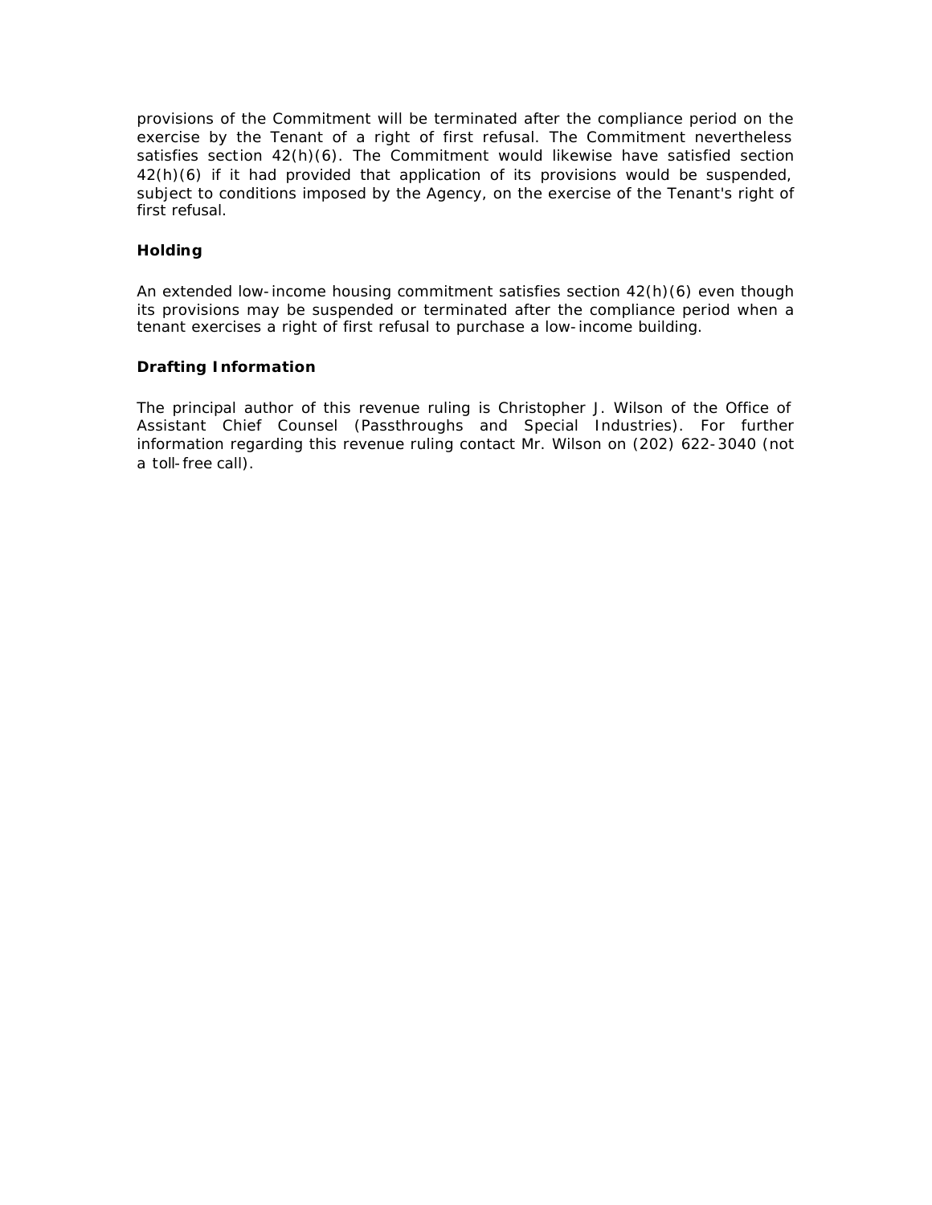provisions of the Commitment will be terminated after the compliance period on the exercise by the Tenant of a right of first refusal. The Commitment nevertheless satisfies section 42(h)(6). The Commitment would likewise have satisfied section 42(h)(6) if it had provided that application of its provisions would be suspended, subject to conditions imposed by the Agency, on the exercise of the Tenant's right of first refusal.

### Holding

An extended low-income housing commitment satisfies section 42(h)(6) even though its provisions may be suspended or terminated after the compliance period when a tenant exercises a right of first refusal to purchase a low-income building.

### Drafting Information

The principal author of this revenue ruling is Christopher J. Wilson of the Office of Assistant Chief Counsel (Passthroughs and Special Industries). For further information regarding this revenue ruling contact Mr. Wilson on (202) 622-3040 (not a toll-free call).